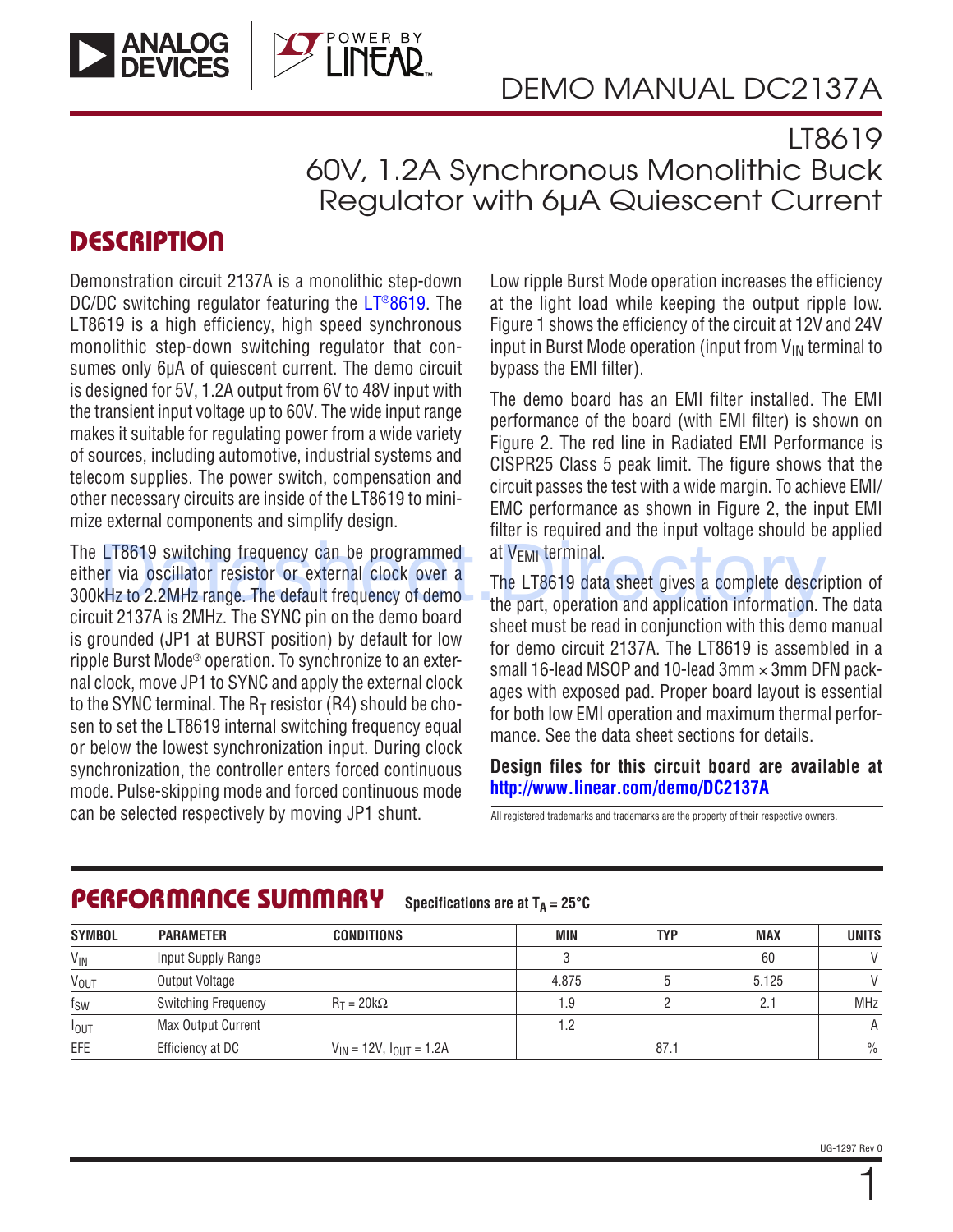# DEMO MANUAL DC2137A

## LT8619
## 60V, 1.2A Synchronous Monolithic Buck Regulator with 6µA Quiescent Current

## DESCRIPTION

Demonstration circuit 2137A is a monolithic step-down DC/DC switching regulator featuring the LT®8619. The LT8619 is a high efficiency, high speed synchronous monolithic step-down switching regulator that consumes only 6µA of quiescent current. The demo circuit is designed for 5V, 1.2A output from 6V to 48V input with the transient input voltage up to 60V. The wide input range makes it suitable for regulating power from a wide variety of sources, including automotive, industrial systems and telecom supplies. The power switch, compensation and other necessary circuits are inside of the LT8619 to minimize external components and simplify design.

The LT8619 switching frequency can be programmed either via oscillator resistor or external clock over a 300kHz to 2.2MHz range. The default frequency of demo circuit 2137A is 2MHz. The SYNC pin on the demo board is grounded (JP1 at BURST position) by default for low ripple Burst Mode® operation. To synchronize to an external clock, move JP1 to SYNC and apply the external clock to the SYNC terminal. The $R_T$ resistor (R4) should be chosen to set the LT8619 internal switching frequency equal or below the lowest synchronization input. During clock synchronization, the controller enters forced continuous mode. Pulse-skipping mode and forced continuous mode can be selected respectively by moving JP1 shunt.

Low ripple Burst Mode operation increases the efficiency at the light load while keeping the output ripple low. Figure 1 shows the efficiency of the circuit at 12V and 24V input in Burst Mode operation (input from $V_{IN}$ terminal to bypass the EMI filter).

The demo board has an EMI filter installed. The EMI performance of the board (with EMI filter) is shown on Figure 2. The red line in Radiated EMI Performance is CISPR25 Class 5 peak limit. The figure shows that the circuit passes the test with a wide margin. To achieve EMI/EMC performance as shown in Figure 2, the input EMI filter is required and the input voltage should be applied at $V_{EMI}$ terminal.

The LT8619 data sheet gives a complete description of the part, operation and application information. The data sheet must be read in conjunction with this demo manual for demo circuit 2137A. The LT8619 is assembled in a small 16-lead MSOP and 10-lead 3mm × 3mm DFN packages with exposed pad. Proper board layout is essential for both low EMI operation and maximum thermal performance. See the data sheet sections for details.

**Design files for this circuit board are available at http://www.linear.com/demo/DC2137A**

All registered trademarks and trademarks are the property of their respective owners.

## PERFORMANCE SUMMARY

**Specifications are at $T_A$ = 25°C**

| SYMBOL | PARAMETER | CONDITIONS | MIN | TYP | MAX | UNITS |
|---|---|---|---|---|---|---|
| $V_{IN}$ | Input Supply Range | | 3 | | 60 | V |
| $V_{OUT}$ | Output Voltage | | 4.875 | 5 | 5.125 | V |
| $f_{SW}$ | Switching Frequency | $R_T$ = 20kΩ | 1.9 | 2 | 2.1 | MHz |
| $I_{OUT}$ | Max Output Current | | 1.2 | | | A |
| EFE | Efficiency at DC | $V_{IN}$ = 12V, $I_{OUT}$ = 1.2A | | 87.1 | | % |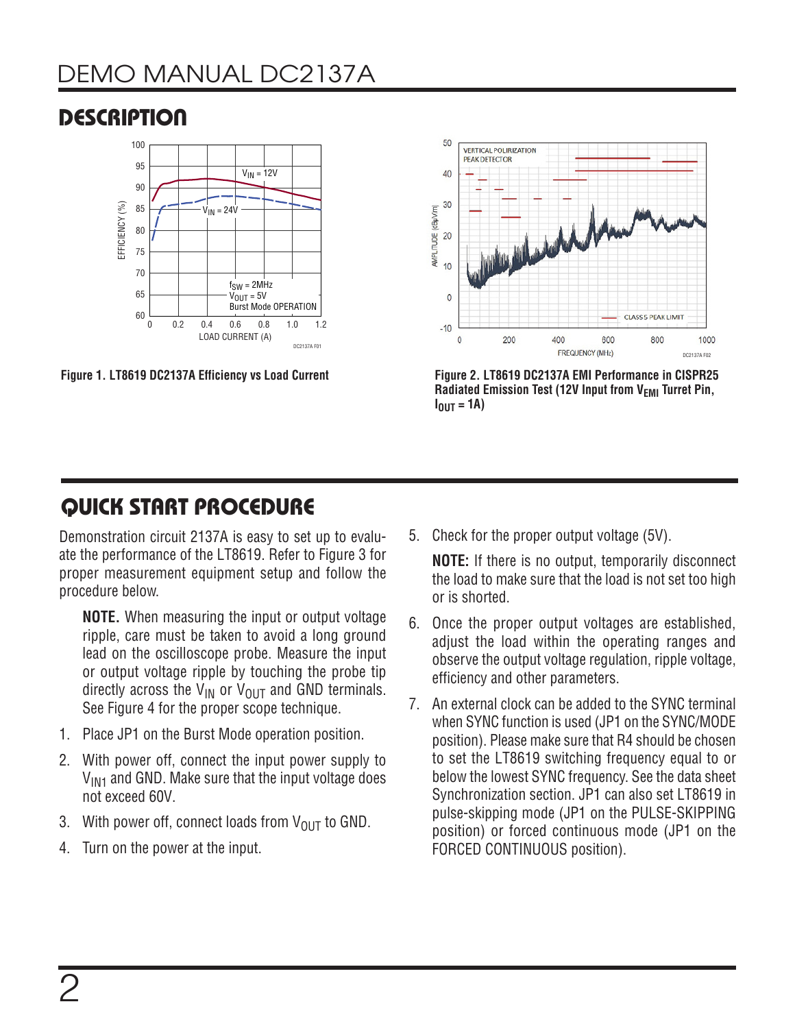## DESCRIPTION

Figure 1. LT8619 DC2137A Efficiency vs Load Current

Figure 2. LT8619 DC2137A EMI Performance in CISPR25 Radiated Emission Test (12V Input from $V_{EMI}$ Turret Pin, $I_{OUT}$ = 1A)

## QUICK START PROCEDURE

Demonstration circuit 2137A is easy to set up to evaluate the performance of the LT8619. Refer to Figure 3 for proper measurement equipment setup and follow the procedure below.

> **NOTE.** When measuring the input or output voltage ripple, care must be taken to avoid a long ground lead on the oscilloscope probe. Measure the input or output voltage ripple by touching the probe tip directly across the $V_{IN}$ or $V_{OUT}$ and GND terminals. See Figure 4 for the proper scope technique.

1. Place JP1 on the Burst Mode operation position.
2. With power off, connect the input power supply to $V_{IN1}$ and GND. Make sure that the input voltage does not exceed 60V.
3. With power off, connect loads from $V_{OUT}$ to GND.
4. Turn on the power at the input.
5. Check for the proper output voltage (5V).

   **NOTE:** If there is no output, temporarily disconnect the load to make sure that the load is not set too high or is shorted.
6. Once the proper output voltages are established, adjust the load within the operating ranges and observe the output voltage regulation, ripple voltage, efficiency and other parameters.
7. An external clock can be added to the SYNC terminal when SYNC function is used (JP1 on the SYNC/MODE position). Please make sure that R4 should be chosen to set the LT8619 switching frequency equal to or below the lowest SYNC frequency. See the data sheet Synchronization section. JP1 can also set LT8619 in pulse-skipping mode (JP1 on the PULSE-SKIPPING position) or forced continuous mode (JP1 on the FORCED CONTINUOUS position).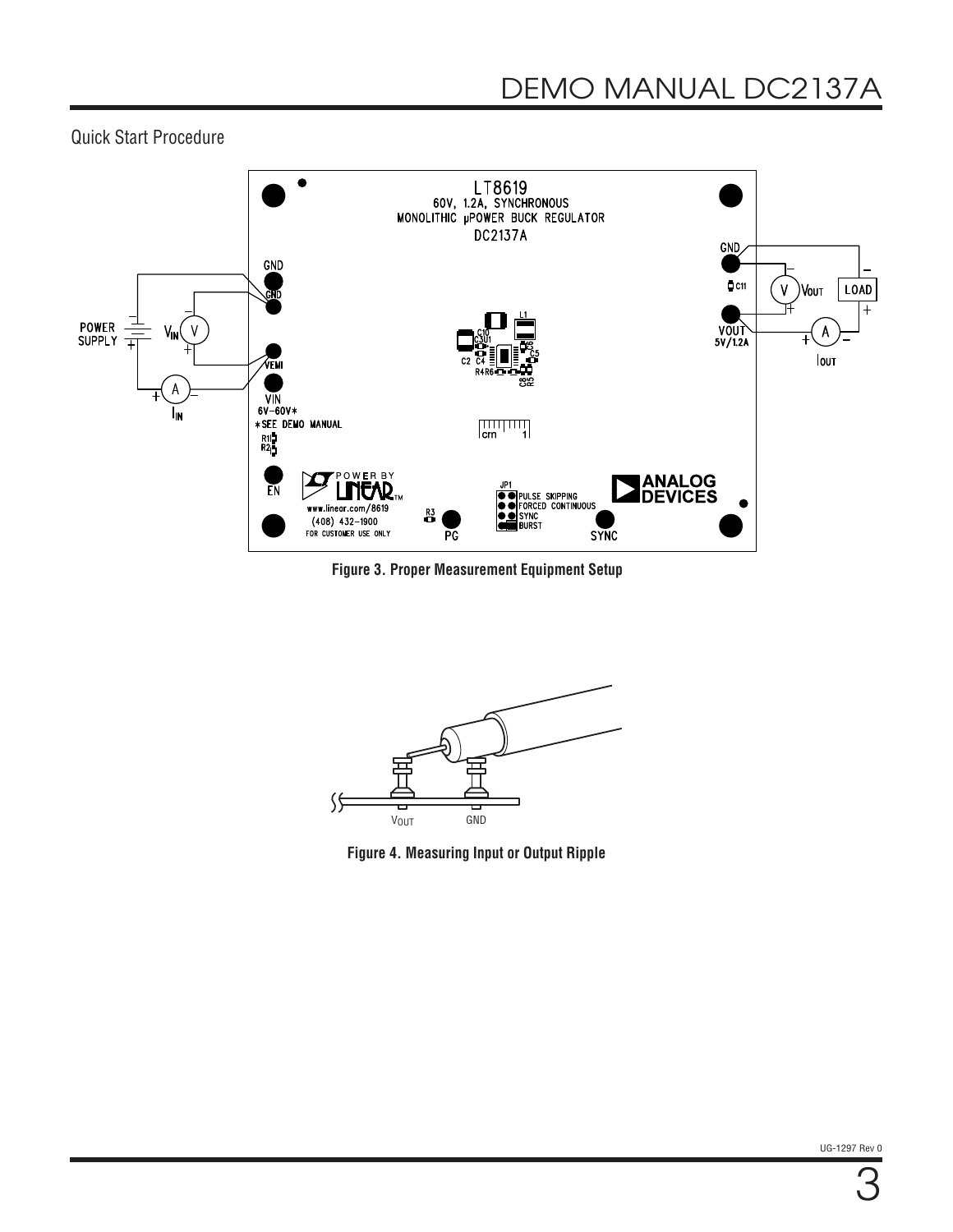## Quick Start Procedure

Figure 3. Proper Measurement Equipment Setup

Figure 4. Measuring Input or Output Ripple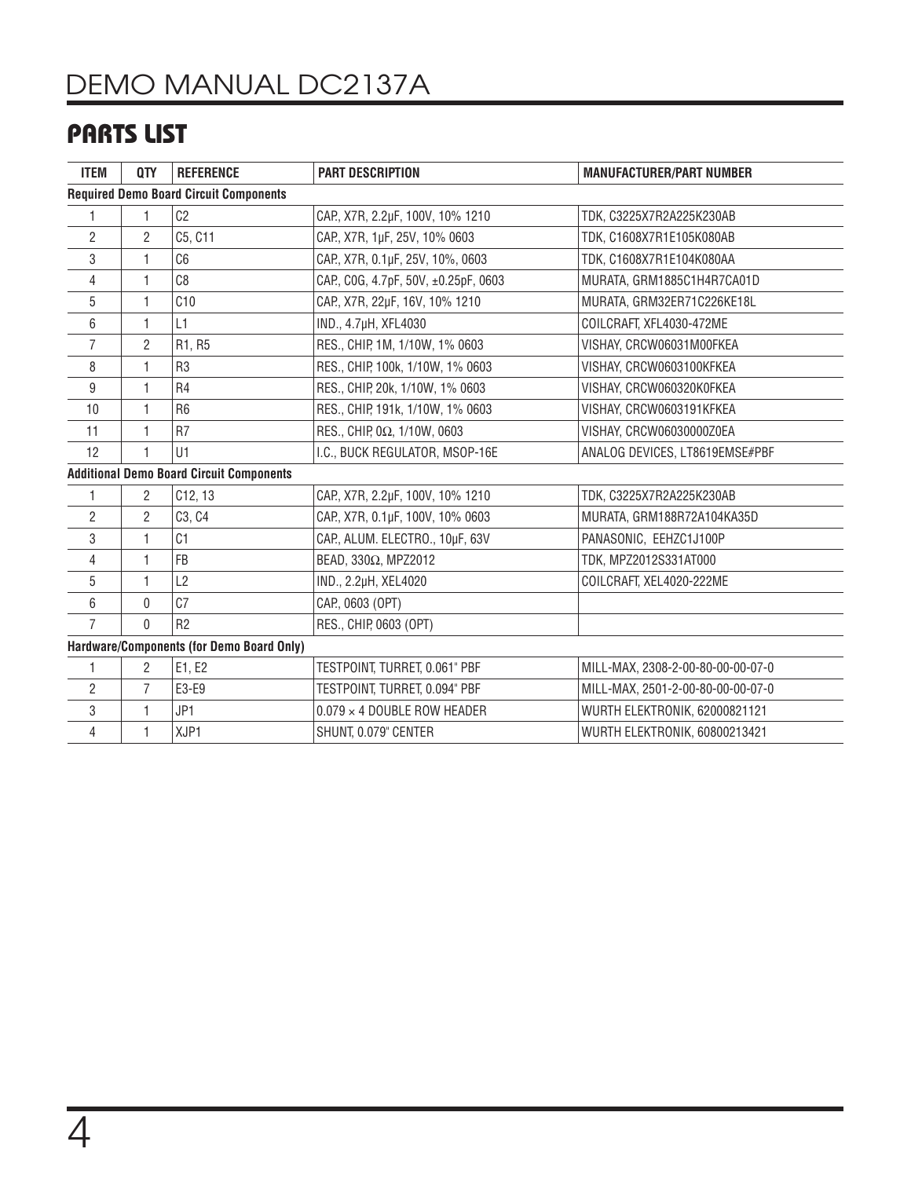## PARTS LIST

| ITEM | QTY | REFERENCE | PART DESCRIPTION | MANUFACTURER/PART NUMBER |
|---|---|---|---|---|
| **Required Demo Board Circuit Components** | | | | |
| 1 | 1 | C2 | CAP., X7R, 2.2µF, 100V, 10% 1210 | TDK, C3225X7R2A225K230AB |
| 2 | 2 | C5, C11 | CAP., X7R, 1µF, 25V, 10% 0603 | TDK, C1608X7R1E105K080AB |
| 3 | 1 | C6 | CAP., X7R, 0.1µF, 25V, 10%, 0603 | TDK, C1608X7R1E104K080AA |
| 4 | 1 | C8 | CAP., C0G, 4.7pF, 50V, ±0.25pF, 0603 | MURATA, GRM1885C1H4R7CA01D |
| 5 | 1 | C10 | CAP., X7R, 22µF, 16V, 10% 1210 | MURATA, GRM32ER71C226KE18L |
| 6 | 1 | L1 | IND., 4.7µH, XFL4030 | COILCRAFT, XFL4030-472ME |
| 7 | 2 | R1, R5 | RES., CHIP, 1M, 1/10W, 1% 0603 | VISHAY, CRCW06031M00FKEA |
| 8 | 1 | R3 | RES., CHIP, 100k, 1/10W, 1% 0603 | VISHAY, CRCW0603100KFKEA |
| 9 | 1 | R4 | RES., CHIP, 20k, 1/10W, 1% 0603 | VISHAY, CRCW060320K0FKEA |
| 10 | 1 | R6 | RES., CHIP, 191k, 1/10W, 1% 0603 | VISHAY, CRCW0603191KFKEA |
| 11 | 1 | R7 | RES., CHIP, 0Ω, 1/10W, 0603 | VISHAY, CRCW06030000Z0EA |
| 12 | 1 | U1 | I.C., BUCK REGULATOR, MSOP-16E | ANALOG DEVICES, LT8619EMSE#PBF |
| **Additional Demo Board Circuit Components** | | | | |
| 1 | 2 | C12, 13 | CAP., X7R, 2.2µF, 100V, 10% 1210 | TDK, C3225X7R2A225K230AB |
| 2 | 2 | C3, C4 | CAP., X7R, 0.1µF, 100V, 10% 0603 | MURATA, GRM188R72A104KA35D |
| 3 | 1 | C1 | CAP., ALUM. ELECTRO., 10µF, 63V | PANASONIC, EEHZC1J100P |
| 4 | 1 | FB | BEAD, 330Ω, MPZ2012 | TDK, MPZ2012S331AT000 |
| 5 | 1 | L2 | IND., 2.2µH, XEL4020 | COILCRAFT, XEL4020-222ME |
| 6 | 0 | C7 | CAP., 0603 (OPT) | |
| 7 | 0 | R2 | RES., CHIP, 0603 (OPT) | |
| **Hardware/Components (for Demo Board Only)** | | | | |
| 1 | 2 | E1, E2 | TESTPOINT, TURRET, 0.061" PBF | MILL-MAX, 2308-2-00-80-00-00-07-0 |
| 2 | 7 | E3-E9 | TESTPOINT, TURRET, 0.094" PBF | MILL-MAX, 2501-2-00-80-00-00-07-0 |
| 3 | 1 | JP1 | 0.079 × 4 DOUBLE ROW HEADER | WURTH ELEKTRONIK, 62000821121 |
| 4 | 1 | XJP1 | SHUNT, 0.079" CENTER | WURTH ELEKTRONIK, 60800213421 |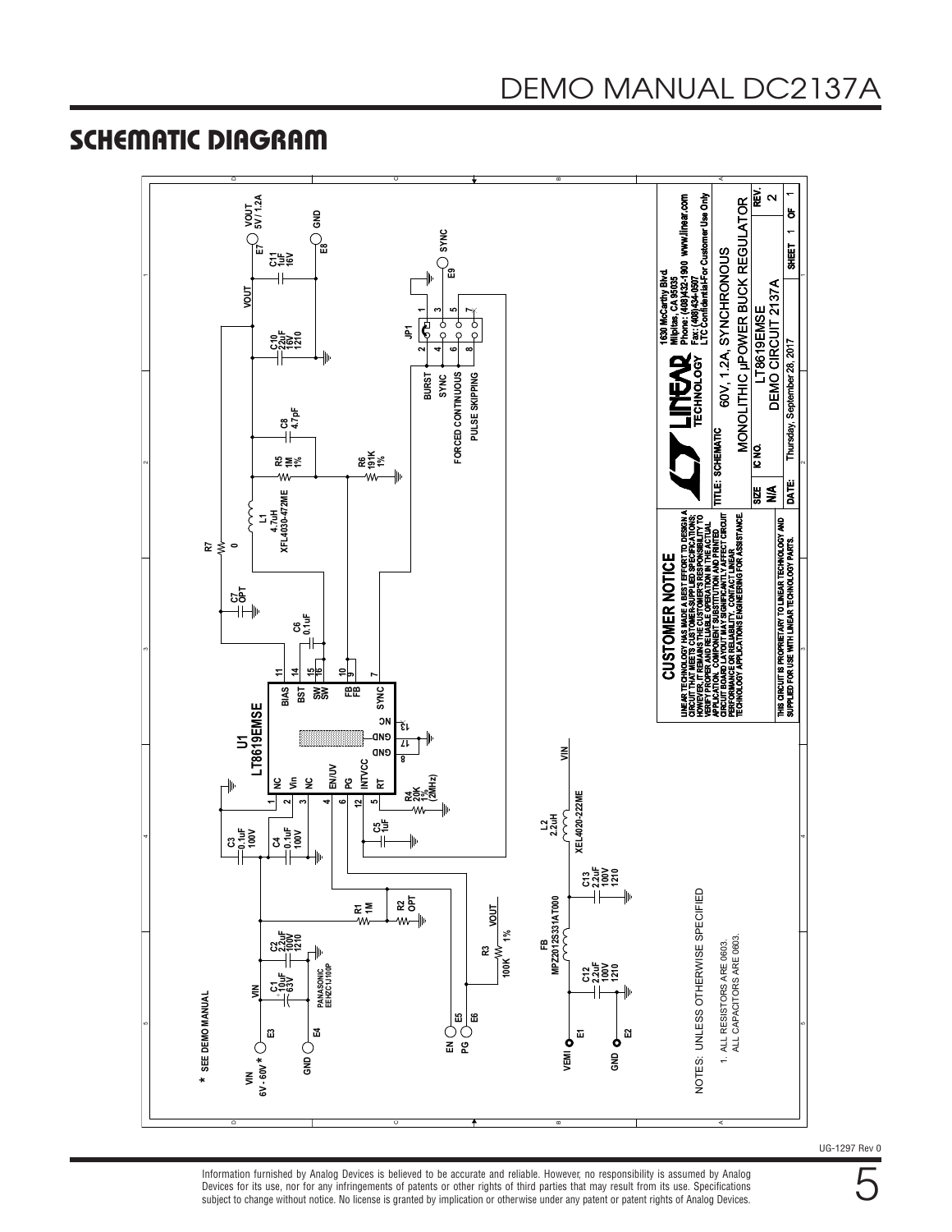## SCHEMATIC DIAGRAM

* SEE DEMO MANUAL

NOTES: UNLESS OTHERWISE SPECIFIED

1. ALL RESISTORS ARE 0603.
   ALL CAPACITORS ARE 0603.

**CUSTOMER NOTICE**

LINEAR TECHNOLOGY HAS MADE A BEST EFFORT TO DESIGN A CIRCUIT THAT MEETS CUSTOMER-SUPPLIED SPECIFICATIONS; HOWEVER, IT REMAINS THE CUSTOMER'S RESPONSIBILITY TO VERIFY PROPER AND RELIABLE OPERATION IN THE ACTUAL APPLICATION. COMPONENT SUBSTITUTION AND PRINTED CIRCUIT BOARD LAYOUT MAY SIGNIFICANTLY AFFECT CIRCUIT PERFORMANCE OR RELIABILITY. CONTACT LINEAR TECHNOLOGY APPLICATIONS ENGINEERING FOR ASSISTANCE.

THIS CIRCUIT IS PROPRIETARY TO LINEAR TECHNOLOGY AND SUPPLIED FOR USE WITH LINEAR TECHNOLOGY PARTS.

1630 McCarthy Blvd.
Milpitas, CA 95035
Phone: (408)432-1900 www.linear.com
Fax: (408)434-0507
LTC Confidential-For Customer Use Only

| | |
|---|---|
| TITLE: SCHEMATIC | 60V, 1.2A, SYNCHRONOUS MONOLITHIC µPOWER BUCK REGULATOR |
| SIZE: N/A | IC NO.: LT8619EMSE |
| REV.: 2 | DEMO CIRCUIT 2137A |
| DATE: Thursday, September 28, 2017 | SHEET 1 OF 1 |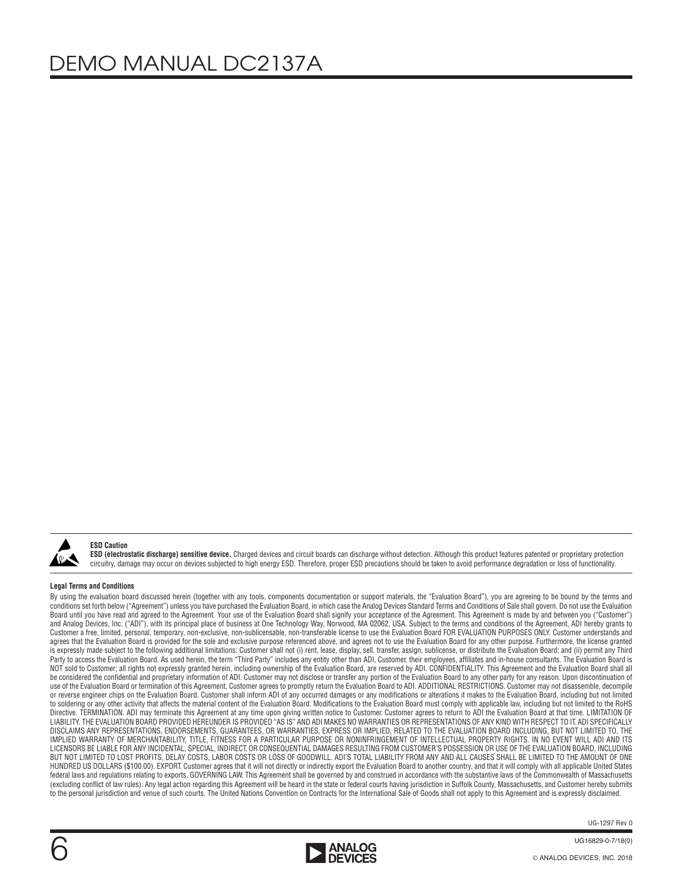**ESD Caution**

**ESD (electrostatic discharge) sensitive device.** Charged devices and circuit boards can discharge without detection. Although this product features patented or proprietary protection circuitry, damage may occur on devices subjected to high energy ESD. Therefore, proper ESD precautions should be taken to avoid performance degradation or loss of functionality.

**Legal Terms and Conditions**

By using the evaluation board discussed herein (together with any tools, components documentation or support materials, the "Evaluation Board"), you are agreeing to be bound by the terms and conditions set forth below ("Agreement") unless you have purchased the Evaluation Board, in which case the Analog Devices Standard Terms and Conditions of Sale shall govern. Do not use the Evaluation Board until you have read and agreed to the Agreement. Your use of the Evaluation Board shall signify your acceptance of the Agreement. This Agreement is made by and between you ("Customer") and Analog Devices, Inc. ("ADI"), with its principal place of business at One Technology Way, Norwood, MA 02062, USA. Subject to the terms and conditions of the Agreement, ADI hereby grants to Customer a free, limited, personal, temporary, non-exclusive, non-sublicensable, non-transferable license to use the Evaluation Board FOR EVALUATION PURPOSES ONLY. Customer understands and agrees that the Evaluation Board is provided for the sole and exclusive purpose referenced above, and agrees not to use the Evaluation Board for any other purpose. Furthermore, the license granted is expressly made subject to the following additional limitations: Customer shall not (i) rent, lease, display, sell, transfer, assign, sublicense, or distribute the Evaluation Board; and (ii) permit any Third Party to access the Evaluation Board. As used herein, the term "Third Party" includes any entity other than ADI, Customer, their employees, affiliates and in-house consultants. The Evaluation Board is NOT sold to Customer; all rights not expressly granted herein, including ownership of the Evaluation Board, are reserved by ADI. CONFIDENTIALITY. This Agreement and the Evaluation Board shall all be considered the confidential and proprietary information of ADI. Customer may not disclose or transfer any portion of the Evaluation Board to any other party for any reason. Upon discontinuation of use of the Evaluation Board or termination of this Agreement, Customer agrees to promptly return the Evaluation Board to ADI. ADDITIONAL RESTRICTIONS. Customer may not disassemble, decompile or reverse engineer chips on the Evaluation Board. Customer shall inform ADI of any occurred damages or any modifications or alterations it makes to the Evaluation Board, including but not limited to soldering or any other activity that affects the material content of the Evaluation Board. Modifications to the Evaluation Board must comply with applicable law, including but not limited to the RoHS Directive. TERMINATION. ADI may terminate this Agreement at any time upon giving written notice to Customer. Customer agrees to return to ADI the Evaluation Board at that time. LIMITATION OF LIABILITY. THE EVALUATION BOARD PROVIDED HEREUNDER IS PROVIDED "AS IS" AND ADI MAKES NO WARRANTIES OR REPRESENTATIONS OF ANY KIND WITH RESPECT TO IT. ADI SPECIFICALLY DISCLAIMS ANY REPRESENTATIONS, ENDORSEMENTS, GUARANTEES, OR WARRANTIES, EXPRESS OR IMPLIED, RELATED TO THE EVALUATION BOARD INCLUDING, BUT NOT LIMITED TO, THE IMPLIED WARRANTY OF MERCHANTABILITY, TITLE, FITNESS FOR A PARTICULAR PURPOSE OR NONINFRINGEMENT OF INTELLECTUAL PROPERTY RIGHTS. IN NO EVENT WILL ADI AND ITS LICENSORS BE LIABLE FOR ANY INCIDENTAL, SPECIAL, INDIRECT, OR CONSEQUENTIAL DAMAGES RESULTING FROM CUSTOMER'S POSSESSION OR USE OF THE EVALUATION BOARD, INCLUDING BUT NOT LIMITED TO LOST PROFITS, DELAY COSTS, LABOR COSTS OR LOSS OF GOODWILL. ADI'S TOTAL LIABILITY FROM ANY AND ALL CAUSES SHALL BE LIMITED TO THE AMOUNT OF ONE HUNDRED US DOLLARS ($100.00). EXPORT. Customer agrees that it will not directly or indirectly export the Evaluation Board to another country, and that it will comply with all applicable United States federal laws and regulations relating to exports. GOVERNING LAW. This Agreement shall be governed by and construed in accordance with the substantive laws of the Commonwealth of Massachusetts (excluding conflict of law rules). Any legal action regarding this Agreement will be heard in the state or federal courts having jurisdiction in Suffolk County, Massachusetts, and Customer hereby submits to the personal jurisdiction and venue of such courts. The United Nations Convention on Contracts for the International Sale of Goods shall not apply to this Agreement and is expressly disclaimed.

UG-1297 Rev 0

UG16829-0-7/18(0)

© ANALOG DEVICES, INC. 2018